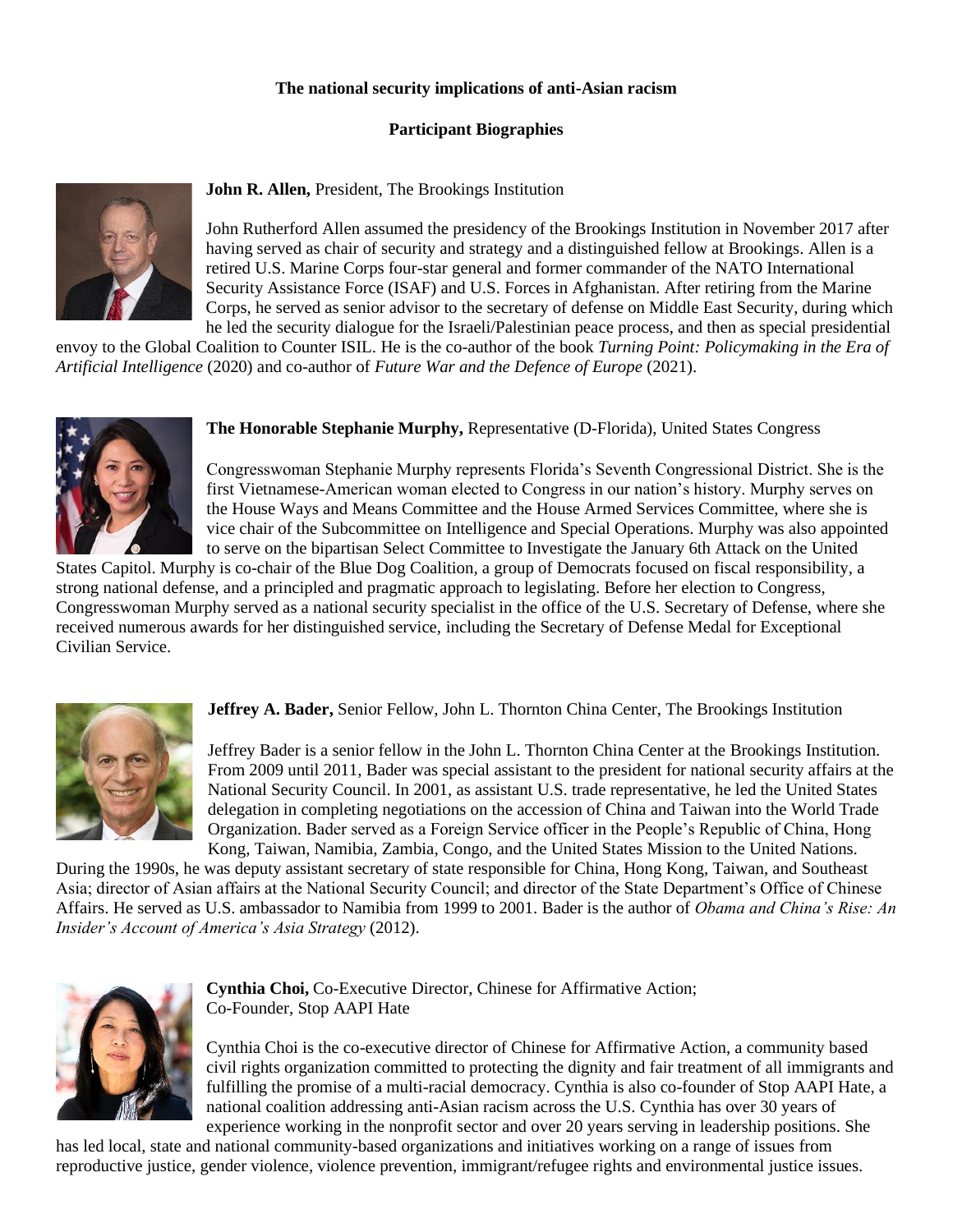**The national security implications of anti-Asian racism**

**Participant Biographies**

**John R. Allen,** President, The Brookings Institution

John Rutherford Allen assumed the presidency of the Brookings Institution in November 2017 after having served as chair of security and strategy and a distinguished fellow at Brookings. Allen is a retired U.S. Marine Corps four-star general and former commander of the NATO International Security Assistance Force (ISAF) and U.S. Forces in Afghanistan. After retiring from the Marine Corps, he served as senior advisor to the secretary of defense on Middle East Security, during which he led the security dialogue for the Israeli/Palestinian peace process, and then as special presidential envoy to the Global Coalition to Counter ISIL. He is the co-author of the book *Turning Point: Policymaking in the Era of Artificial Intelligence* (2020) and co-author of *Future War and the Defence of Europe* (2021).

**The Honorable Stephanie Murphy,** Representative (D-Florida), United States Congress

Congresswoman Stephanie Murphy represents Florida's Seventh Congressional District. She is the first Vietnamese-American woman elected to Congress in our nation's history. Murphy serves on the House Ways and Means Committee and the House Armed Services Committee, where she is vice chair of the Subcommittee on Intelligence and Special Operations. Murphy was also appointed to serve on the bipartisan Select Committee to Investigate the January 6th Attack on the United States Capitol. Murphy is co-chair of the Blue Dog Coalition, a group of Democrats focused on fiscal responsibility, a strong national defense, and a principled and pragmatic approach to legislating. Before her election to Congress, Congresswoman Murphy served as a national security specialist in the office of the U.S. Secretary of Defense, where she received numerous awards for her distinguished service, including the Secretary of Defense Medal for Exceptional Civilian Service.

**Jeffrey A. Bader,** Senior Fellow, John L. Thornton China Center, The Brookings Institution

Jeffrey Bader is a senior fellow in the John L. Thornton China Center at the Brookings Institution. From 2009 until 2011, Bader was special assistant to the president for national security affairs at the National Security Council. In 2001, as assistant U.S. trade representative, he led the United States delegation in completing negotiations on the accession of China and Taiwan into the World Trade Organization. Bader served as a Foreign Service officer in the People's Republic of China, Hong Kong, Taiwan, Namibia, Zambia, Congo, and the United States Mission to the United Nations. During the 1990s, he was deputy assistant secretary of state responsible for China, Hong Kong, Taiwan, and Southeast Asia; director of Asian affairs at the National Security Council; and director of the State Department's Office of Chinese Affairs. He served as U.S. ambassador to Namibia from 1999 to 2001. Bader is the author of *Obama and China's Rise: An Insider's Account of America's Asia Strategy* (2012).

**Cynthia Choi,** Co-Executive Director, Chinese for Affirmative Action; Co-Founder, Stop AAPI Hate

Cynthia Choi is the co-executive director of Chinese for Affirmative Action, a community based civil rights organization committed to protecting the dignity and fair treatment of all immigrants and fulfilling the promise of a multi-racial democracy. Cynthia is also co-founder of Stop AAPI Hate, a national coalition addressing anti-Asian racism across the U.S. Cynthia has over 30 years of experience working in the nonprofit sector and over 20 years serving in leadership positions. She has led local, state and national community-based organizations and initiatives working on a range of issues from reproductive justice, gender violence, violence prevention, immigrant/refugee rights and environmental justice issues.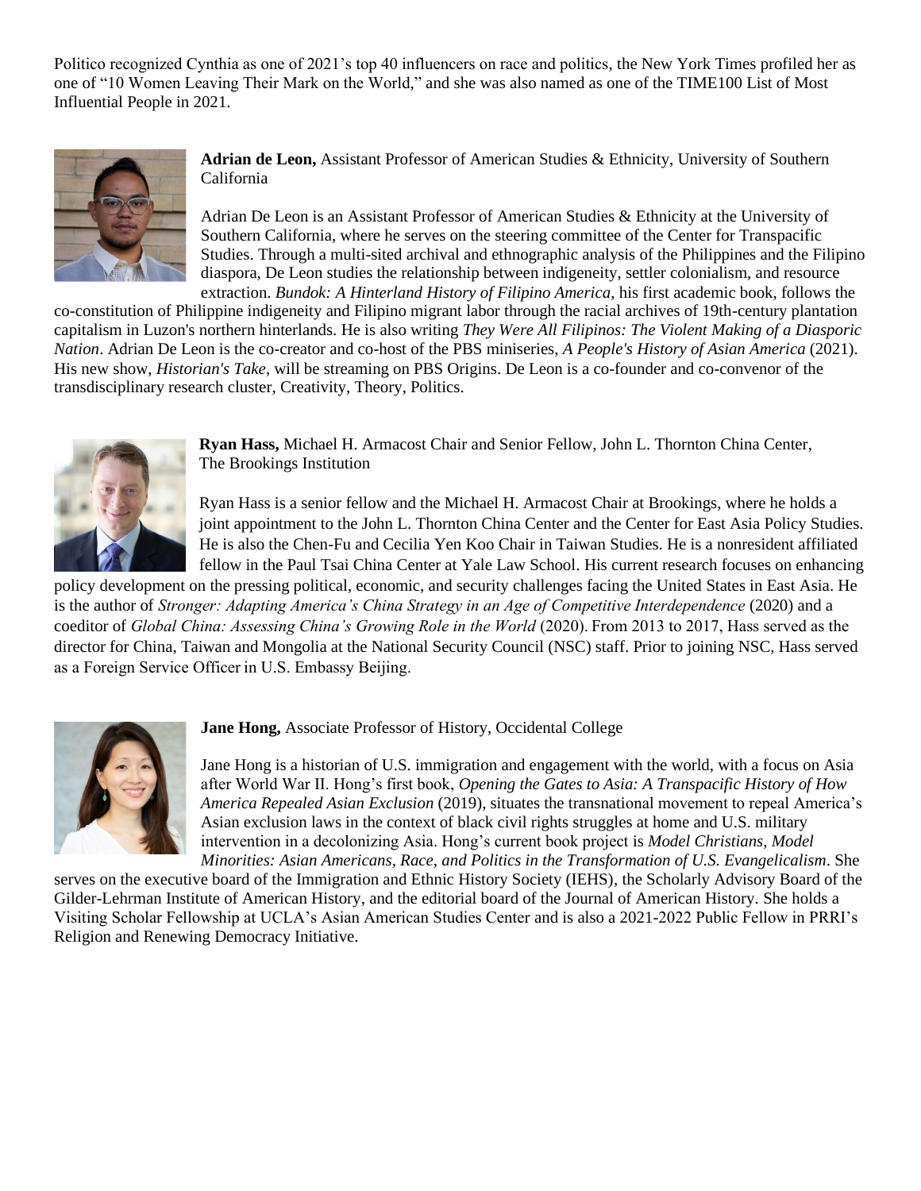Politico recognized Cynthia as one of 2021's top 40 influencers on race and politics, the New York Times profiled her as one of "10 Women Leaving Their Mark on the World," and she was also named as one of the TIME100 List of Most Influential People in 2021.

**Adrian de Leon,** Assistant Professor of American Studies & Ethnicity, University of Southern California

Adrian De Leon is an Assistant Professor of American Studies & Ethnicity at the University of Southern California, where he serves on the steering committee of the Center for Transpacific Studies. Through a multi-sited archival and ethnographic analysis of the Philippines and the Filipino diaspora, De Leon studies the relationship between indigeneity, settler colonialism, and resource extraction. *Bundok: A Hinterland History of Filipino America*, his first academic book, follows the co-constitution of Philippine indigeneity and Filipino migrant labor through the racial archives of 19th-century plantation capitalism in Luzon's northern hinterlands. He is also writing *They Were All Filipinos: The Violent Making of a Diasporic Nation*. Adrian De Leon is the co-creator and co-host of the PBS miniseries, *A People's History of Asian America* (2021). His new show, *Historian's Take*, will be streaming on PBS Origins. De Leon is a co-founder and co-convenor of the transdisciplinary research cluster, Creativity, Theory, Politics.

**Ryan Hass,** Michael H. Armacost Chair and Senior Fellow, John L. Thornton China Center, The Brookings Institution

Ryan Hass is a senior fellow and the Michael H. Armacost Chair at Brookings, where he holds a joint appointment to the John L. Thornton China Center and the Center for East Asia Policy Studies. He is also the Chen-Fu and Cecilia Yen Koo Chair in Taiwan Studies. He is a nonresident affiliated fellow in the Paul Tsai China Center at Yale Law School. His current research focuses on enhancing policy development on the pressing political, economic, and security challenges facing the United States in East Asia. He is the author of *Stronger: Adapting America's China Strategy in an Age of Competitive Interdependence* (2020) and a coeditor of *Global China: Assessing China's Growing Role in the World* (2020). From 2013 to 2017, Hass served as the director for China, Taiwan and Mongolia at the National Security Council (NSC) staff. Prior to joining NSC, Hass served as a Foreign Service Officer in U.S. Embassy Beijing.

**Jane Hong,** Associate Professor of History, Occidental College

Jane Hong is a historian of U.S. immigration and engagement with the world, with a focus on Asia after World War II. Hong's first book, *Opening the Gates to Asia: A Transpacific History of How America Repealed Asian Exclusion* (2019), situates the transnational movement to repeal America's Asian exclusion laws in the context of black civil rights struggles at home and U.S. military intervention in a decolonizing Asia. Hong's current book project is *Model Christians, Model Minorities: Asian Americans, Race, and Politics in the Transformation of U.S. Evangelicalism*. She serves on the executive board of the Immigration and Ethnic History Society (IEHS), the Scholarly Advisory Board of the Gilder-Lehrman Institute of American History, and the editorial board of the Journal of American History. She holds a Visiting Scholar Fellowship at UCLA's Asian American Studies Center and is also a 2021-2022 Public Fellow in PRRI's Religion and Renewing Democracy Initiative.